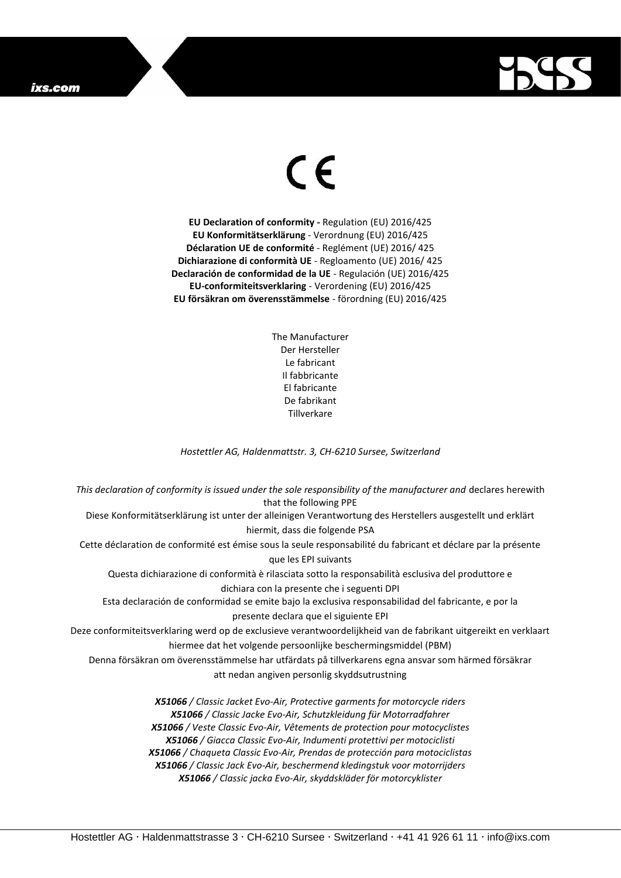CE

**EU Declaration of conformity -** Regulation (EU) 2016/425
**EU Konformitätserklärung** - Verordnung (EU) 2016/425
**Déclaration UE de conformité** - Reglément (UE) 2016/ 425
**Dichiarazione di conformità UE** - Regloamento (UE) 2016/ 425
**Declaración de conformidad de la UE** - Regulación (UE) 2016/425
**EU-conformiteitsverklaring** - Verordening (EU) 2016/425
**EU försäkran om överensstämmelse** - förordning (EU) 2016/425

The Manufacturer
Der Hersteller
Le fabricant
Il fabbricante
El fabricante
De fabrikant
Tillverkare

*Hostettler AG, Haldenmattstr. 3, CH-6210 Sursee, Switzerland*

*This declaration of conformity is issued under the sole responsibility of the manufacturer and* declares herewith that the following PPE
Diese Konformitätserklärung ist unter der alleinigen Verantwortung des Herstellers ausgestellt und erklärt hiermit, dass die folgende PSA
Cette déclaration de conformité est émise sous la seule responsabilité du fabricant et déclare par la présente que les EPI suivants
Questa dichiarazione di conformità è rilasciata sotto la responsabilità esclusiva del produttore e dichiara con la presente che i seguenti DPI
Esta declaración de conformidad se emite bajo la exclusiva responsabilidad del fabricante, e por la presente declara que el siguiente EPI
Deze conformiteitsverklaring werd op de exclusieve verantwoordelijkheid van de fabrikant uitgereikt en verklaart hiermee dat het volgende persoonlijke beschermingsmiddel (PBM)
Denna försäkran om överensstämmelse har utfärdats på tillverkarens egna ansvar som härmed försäkrar att nedan angiven personlig skyddsutrustning

***X51066** / Classic Jacket Evo-Air, Protective garments for motorcycle riders*
***X51066** / Classic Jacke Evo-Air, Schutzkleidung für Motorradfahrer*
***X51066** / Veste Classic Evo-Air, Vêtements de protection pour motocyclistes*
***X51066** / Giacca Classic Evo-Air, Indumenti protettivi per motociclisti*
***X51066** / Chaqueta Classic Evo-Air, Prendas de protección para motociclistas*
***X51066** / Classic Jack Evo-Air, beschermend kledingstuk voor motorrijders*
***X51066** / Classic jacka Evo-Air, skyddskläder för motorcyklister*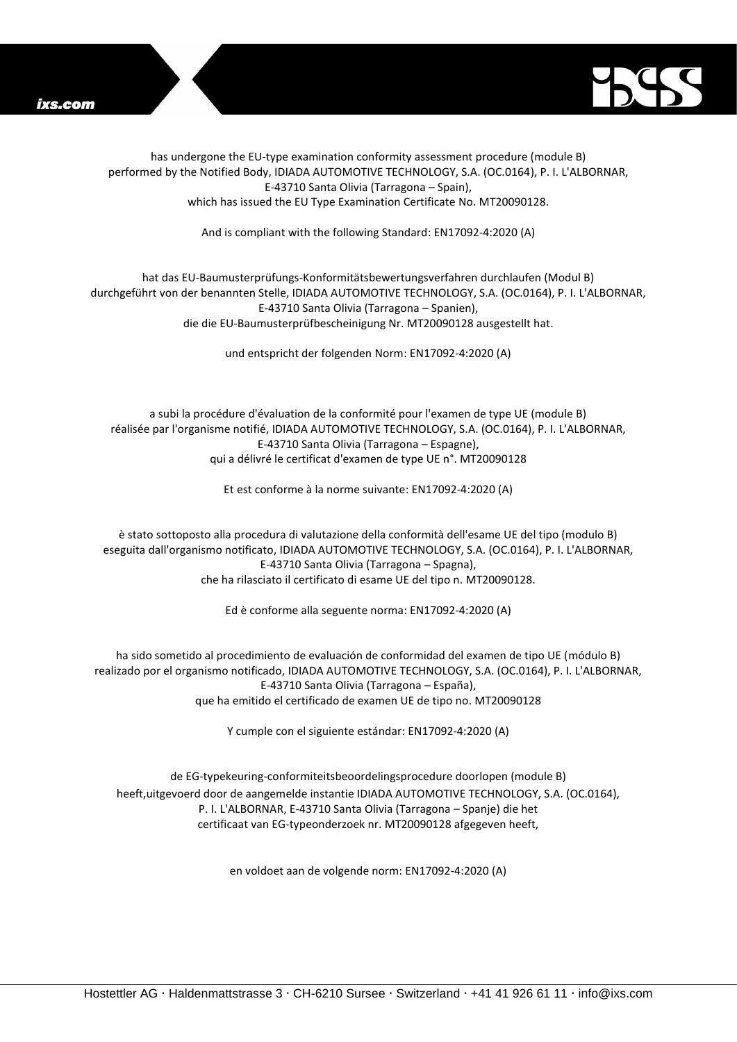has undergone the EU-type examination conformity assessment procedure (module B) performed by the Notified Body, IDIADA AUTOMOTIVE TECHNOLOGY, S.A. (OC.0164), P. I. L'ALBORNAR, E-43710 Santa Olivia (Tarragona – Spain), which has issued the EU Type Examination Certificate No. MT20090128.

And is compliant with the following Standard: EN17092-4:2020 (A)

hat das EU-Baumusterprüfungs-Konformitätsbewertungsverfahren durchlaufen (Modul B) durchgeführt von der benannten Stelle, IDIADA AUTOMOTIVE TECHNOLOGY, S.A. (OC.0164), P. I. L'ALBORNAR, E-43710 Santa Olivia (Tarragona – Spanien), die die EU-Baumusterprüfbescheinigung Nr. MT20090128 ausgestellt hat.

und entspricht der folgenden Norm: EN17092-4:2020 (A)

a subi la procédure d'évaluation de la conformité pour l'examen de type UE (module B) réalisée par l'organisme notifié, IDIADA AUTOMOTIVE TECHNOLOGY, S.A. (OC.0164), P. I. L'ALBORNAR, E-43710 Santa Olivia (Tarragona – Espagne), qui a délivré le certificat d'examen de type UE n°. MT20090128

Et est conforme à la norme suivante: EN17092-4:2020 (A)

è stato sottoposto alla procedura di valutazione della conformità dell'esame UE del tipo (modulo B) eseguita dall'organismo notificato, IDIADA AUTOMOTIVE TECHNOLOGY, S.A. (OC.0164), P. I. L'ALBORNAR, E-43710 Santa Olivia (Tarragona – Spagna), che ha rilasciato il certificato di esame UE del tipo n. MT20090128.

Ed è conforme alla seguente norma: EN17092-4:2020 (A)

ha sido sometido al procedimiento de evaluación de conformidad del examen de tipo UE (módulo B) realizado por el organismo notificado, IDIADA AUTOMOTIVE TECHNOLOGY, S.A. (OC.0164), P. I. L'ALBORNAR, E-43710 Santa Olivia (Tarragona – España), que ha emitido el certificado de examen UE de tipo no. MT20090128

Y cumple con el siguiente estándar: EN17092-4:2020 (A)

de EG-typekeuring-conformiteitsbeoordelingsprocedure doorlopen (module B) heeft,uitgevoerd door de aangemelde instantie IDIADA AUTOMOTIVE TECHNOLOGY, S.A. (OC.0164), P. I. L'ALBORNAR, E-43710 Santa Olivia (Tarragona – Spanje) die het certificaat van EG-typeonderzoek nr. MT20090128 afgegeven heeft,

en voldoet aan de volgende norm: EN17092-4:2020 (A)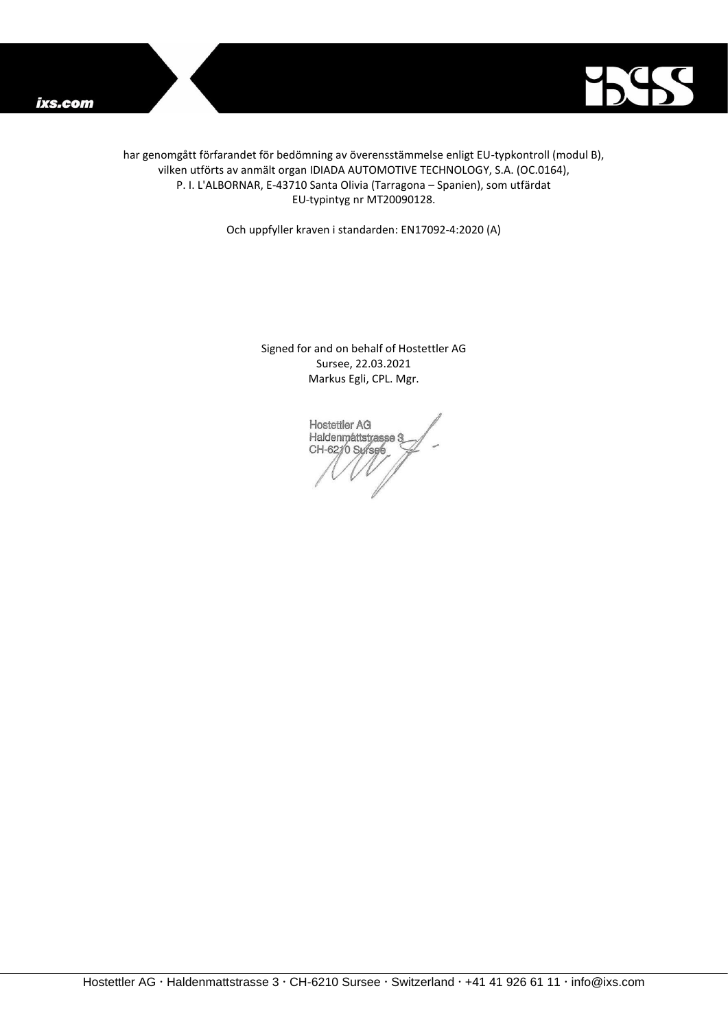har genomgått förfarandet för bedömning av överensstämmelse enligt EU-typkontroll (modul B), vilken utförts av anmält organ IDIADA AUTOMOTIVE TECHNOLOGY, S.A. (OC.0164), P. I. L'ALBORNAR, E-43710 Santa Olivia (Tarragona – Spanien), som utfärdat EU-typintyg nr MT20090128.

Och uppfyller kraven i standarden: EN17092-4:2020 (A)

Signed for and on behalf of Hostettler AG
Sursee, 22.03.2021
Markus Egli, CPL. Mgr.

Hostettler AG
Haldenmattstrasse 3
CH-6210 Sursee